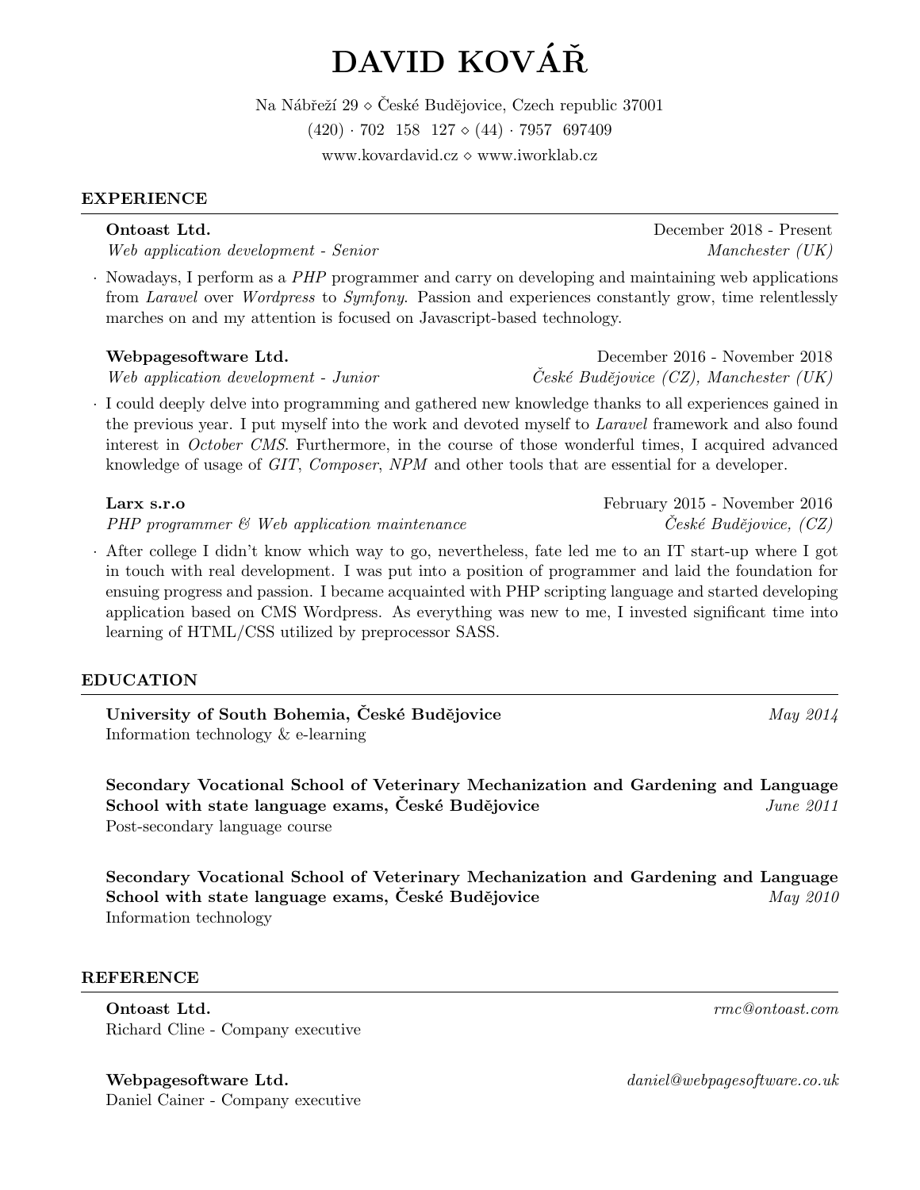# DAVID KOVÁŘ

Na Nábřeží 29 ⋄ České Budějovice, Czech republic 37001
(420) · 702 158 127 ⋄ (44) · 7957 697409
www.kovardavid.cz ⋄ www.iworklab.cz

## EXPERIENCE

**Ontoast Ltd.** — December 2018 - Present
*Web application development - Senior* — *Manchester (UK)*

- Nowadays, I perform as a *PHP* programmer and carry on developing and maintaining web applications from *Laravel* over *Wordpress* to *Symfony*. Passion and experiences constantly grow, time relentlessly marches on and my attention is focused on Javascript-based technology.

**Webpagesoftware Ltd.** — December 2016 - November 2018
*Web application development - Junior* — *České Budějovice (CZ), Manchester (UK)*

- I could deeply delve into programming and gathered new knowledge thanks to all experiences gained in the previous year. I put myself into the work and devoted myself to *Laravel* framework and also found interest in *October CMS*. Furthermore, in the course of those wonderful times, I acquired advanced knowledge of usage of *GIT*, *Composer*, *NPM* and other tools that are essential for a developer.

**Larx s.r.o** — February 2015 - November 2016
*PHP programmer & Web application maintenance* — *České Budějovice, (CZ)*

- After college I didn't know which way to go, nevertheless, fate led me to an IT start-up where I got in touch with real development. I was put into a position of programmer and laid the foundation for ensuing progress and passion. I became acquainted with PHP scripting language and started developing application based on CMS Wordpress. As everything was new to me, I invested significant time into learning of HTML/CSS utilized by preprocessor SASS.

## EDUCATION

**University of South Bohemia, České Budějovice** — *May 2014*
Information technology & e-learning

**Secondary Vocational School of Veterinary Mechanization and Gardening and Language School with state language exams, České Budějovice** — *June 2011*
Post-secondary language course

**Secondary Vocational School of Veterinary Mechanization and Gardening and Language School with state language exams, České Budějovice** — *May 2010*
Information technology

## REFERENCE

**Ontoast Ltd.** — *rmc@ontoast.com*
Richard Cline - Company executive

**Webpagesoftware Ltd.** — *daniel@webpagesoftware.co.uk*
Daniel Cainer - Company executive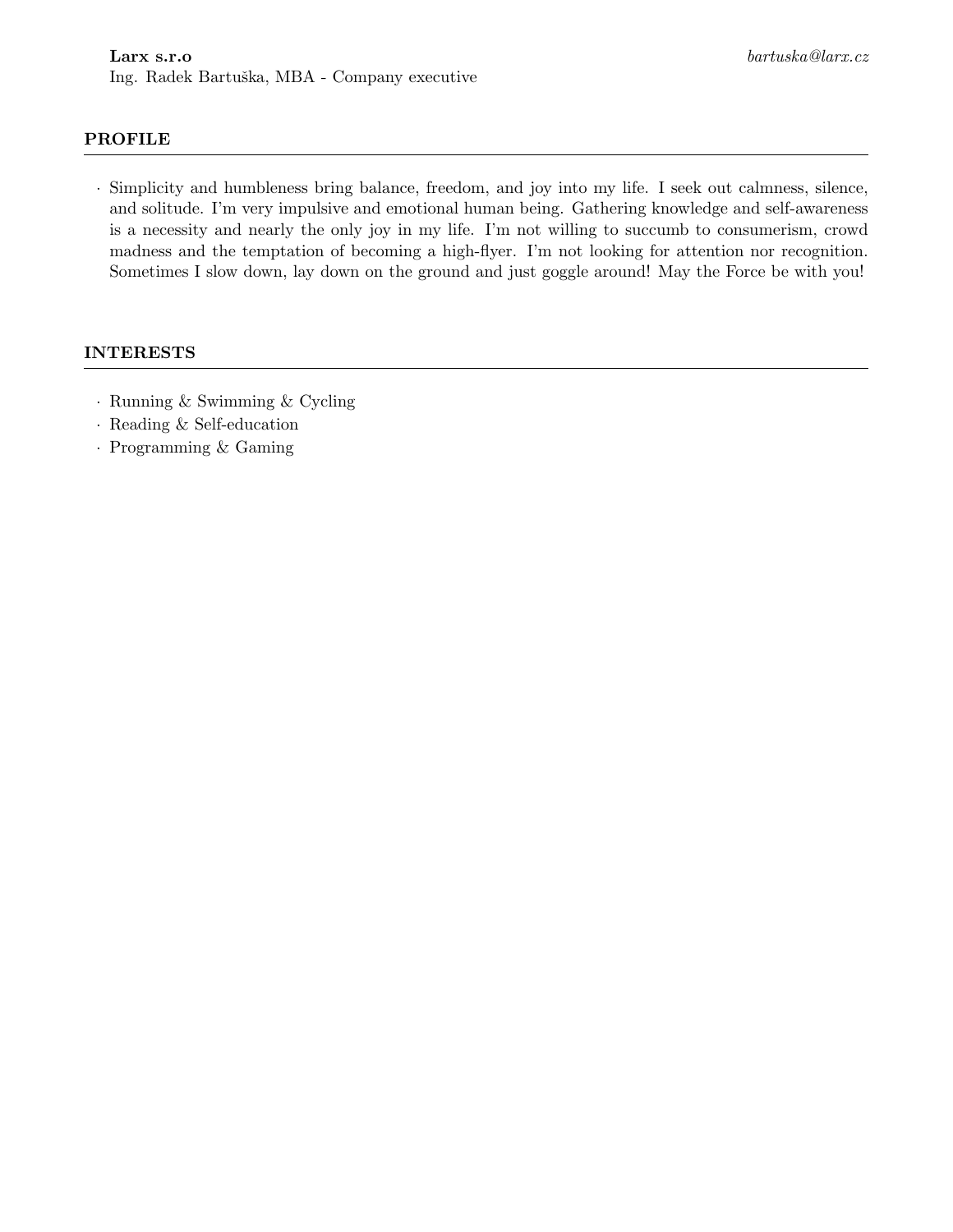**Larx s.r.o** *bartuska@larx.cz*
Ing. Radek Bartuška, MBA - Company executive

## PROFILE

- Simplicity and humbleness bring balance, freedom, and joy into my life. I seek out calmness, silence, and solitude. I'm very impulsive and emotional human being. Gathering knowledge and self-awareness is a necessity and nearly the only joy in my life. I'm not willing to succumb to consumerism, crowd madness and the temptation of becoming a high-flyer. I'm not looking for attention nor recognition. Sometimes I slow down, lay down on the ground and just goggle around! May the Force be with you!

## INTERESTS

- Running & Swimming & Cycling
- Reading & Self-education
- Programming & Gaming